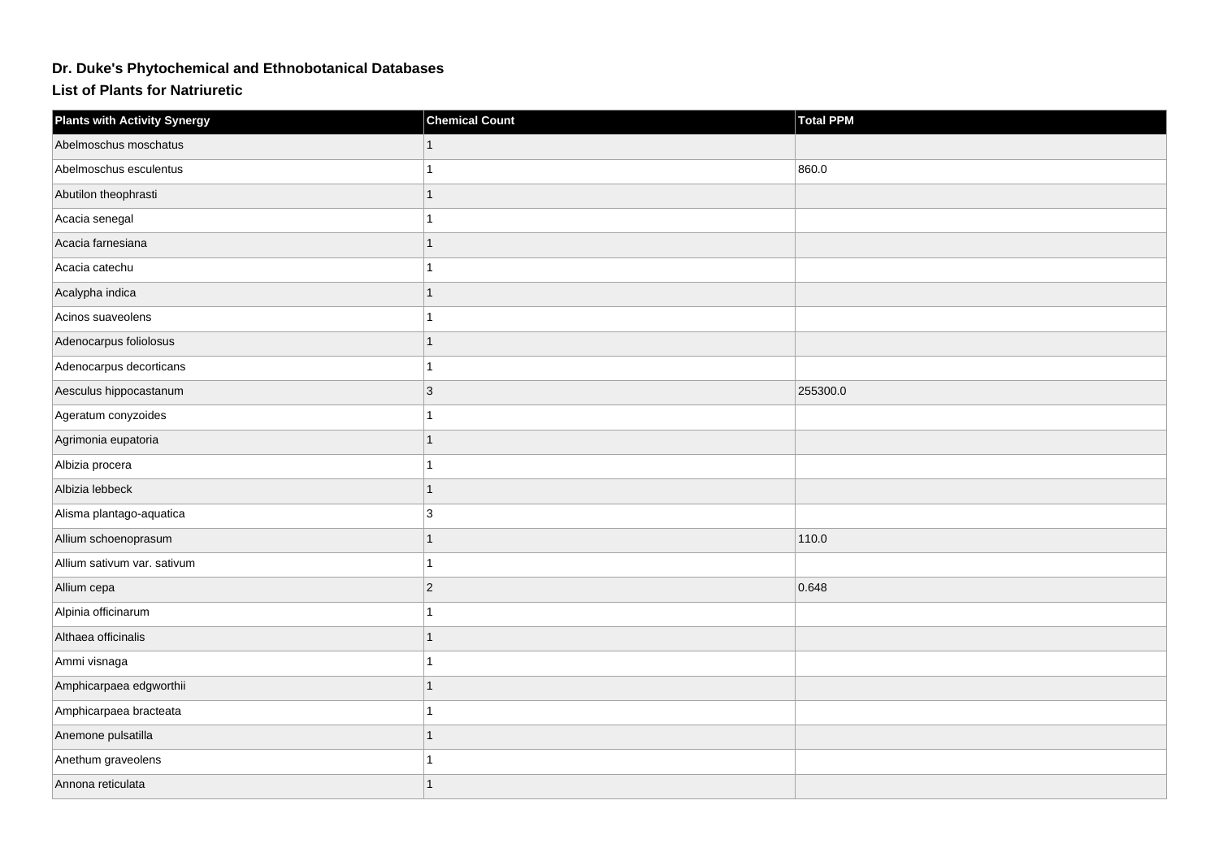# Dr. Duke's Phytochemical and Ethnobotanical Databases

## List of Plants for Natriuretic

| Plants with Activity Synergy | Chemical Count | Total PPM |
|---|---|---|
| Abelmoschus moschatus | 1 | |
| Abelmoschus esculentus | 1 | 860.0 |
| Abutilon theophrasti | 1 | |
| Acacia senegal | 1 | |
| Acacia farnesiana | 1 | |
| Acacia catechu | 1 | |
| Acalypha indica | 1 | |
| Acinos suaveolens | 1 | |
| Adenocarpus foliolosus | 1 | |
| Adenocarpus decorticans | 1 | |
| Aesculus hippocastanum | 3 | 255300.0 |
| Ageratum conyzoides | 1 | |
| Agrimonia eupatoria | 1 | |
| Albizia procera | 1 | |
| Albizia lebbeck | 1 | |
| Alisma plantago-aquatica | 3 | |
| Allium schoenoprasum | 1 | 110.0 |
| Allium sativum var. sativum | 1 | |
| Allium cepa | 2 | 0.648 |
| Alpinia officinarum | 1 | |
| Althaea officinalis | 1 | |
| Ammi visnaga | 1 | |
| Amphicarpaea edgworthii | 1 | |
| Amphicarpaea bracteata | 1 | |
| Anemone pulsatilla | 1 | |
| Anethum graveolens | 1 | |
| Annona reticulata | 1 | |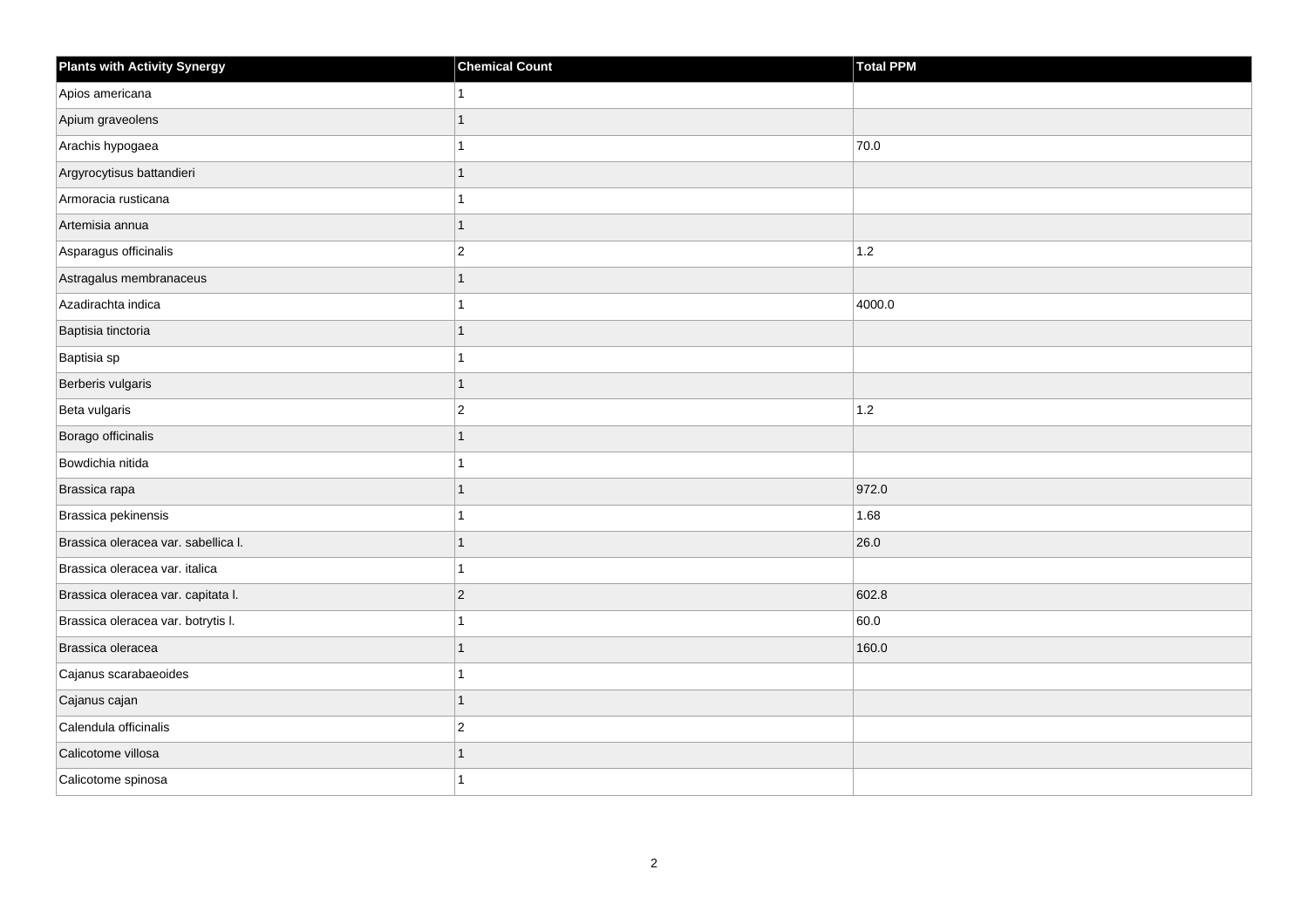| Plants with Activity Synergy | Chemical Count | Total PPM |
| --- | --- | --- |
| Apios americana | 1 | |
| Apium graveolens | 1 | |
| Arachis hypogaea | 1 | 70.0 |
| Argyrocytisus battandieri | 1 | |
| Armoracia rusticana | 1 | |
| Artemisia annua | 1 | |
| Asparagus officinalis | 2 | 1.2 |
| Astragalus membranaceus | 1 | |
| Azadirachta indica | 1 | 4000.0 |
| Baptisia tinctoria | 1 | |
| Baptisia sp | 1 | |
| Berberis vulgaris | 1 | |
| Beta vulgaris | 2 | 1.2 |
| Borago officinalis | 1 | |
| Bowdichia nitida | 1 | |
| Brassica rapa | 1 | 972.0 |
| Brassica pekinensis | 1 | 1.68 |
| Brassica oleracea var. sabellica l. | 1 | 26.0 |
| Brassica oleracea var. italica | 1 | |
| Brassica oleracea var. capitata l. | 2 | 602.8 |
| Brassica oleracea var. botrytis l. | 1 | 60.0 |
| Brassica oleracea | 1 | 160.0 |
| Cajanus scarabaeoides | 1 | |
| Cajanus cajan | 1 | |
| Calendula officinalis | 2 | |
| Calicotome villosa | 1 | |
| Calicotome spinosa | 1 | |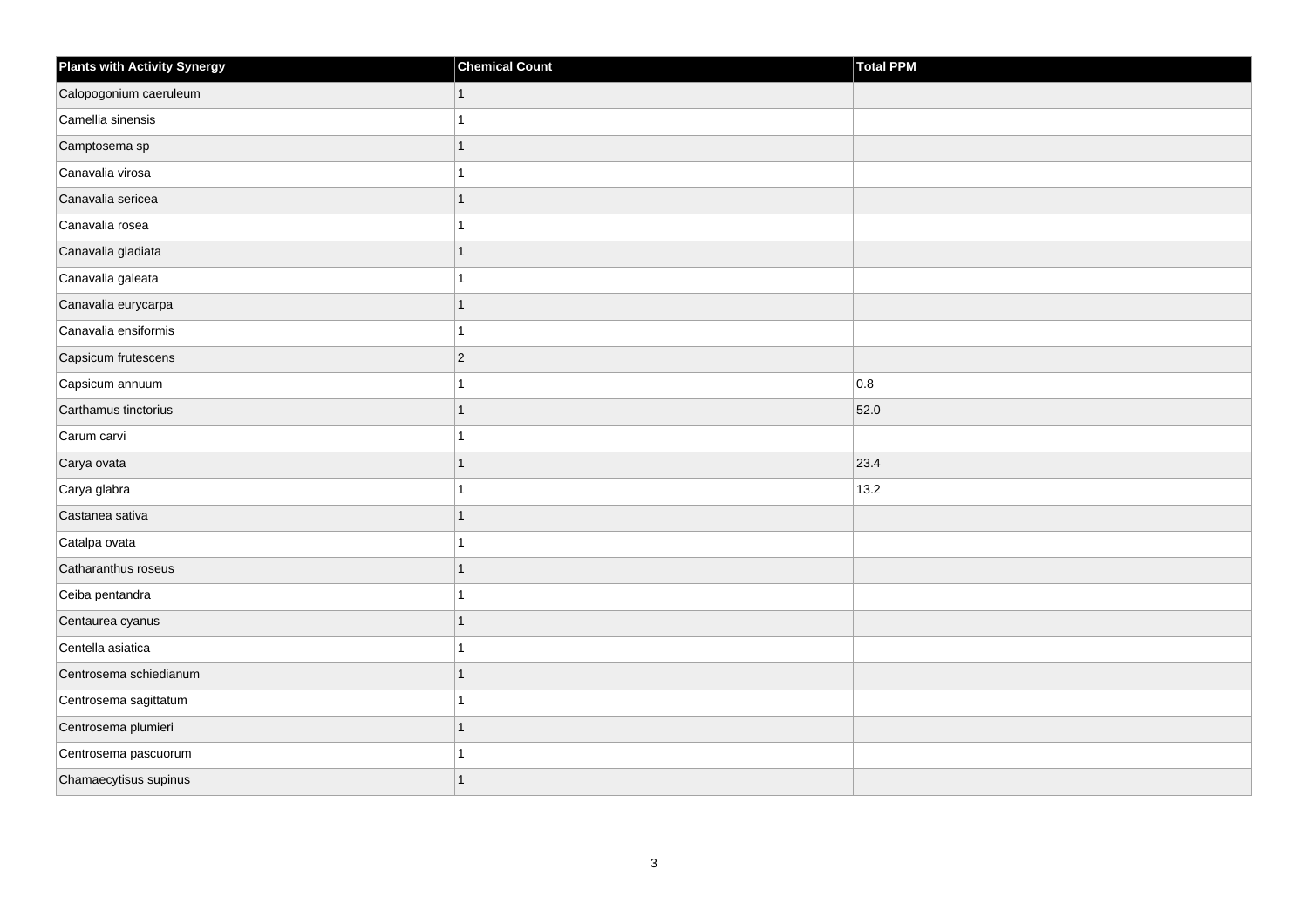| Plants with Activity Synergy | Chemical Count | Total PPM |
| --- | --- | --- |
| Calopogonium caeruleum | 1 | |
| Camellia sinensis | 1 | |
| Camptosema sp | 1 | |
| Canavalia virosa | 1 | |
| Canavalia sericea | 1 | |
| Canavalia rosea | 1 | |
| Canavalia gladiata | 1 | |
| Canavalia galeata | 1 | |
| Canavalia eurycarpa | 1 | |
| Canavalia ensiformis | 1 | |
| Capsicum frutescens | 2 | |
| Capsicum annuum | 1 | 0.8 |
| Carthamus tinctorius | 1 | 52.0 |
| Carum carvi | 1 | |
| Carya ovata | 1 | 23.4 |
| Carya glabra | 1 | 13.2 |
| Castanea sativa | 1 | |
| Catalpa ovata | 1 | |
| Catharanthus roseus | 1 | |
| Ceiba pentandra | 1 | |
| Centaurea cyanus | 1 | |
| Centella asiatica | 1 | |
| Centrosema schiedianum | 1 | |
| Centrosema sagittatum | 1 | |
| Centrosema plumieri | 1 | |
| Centrosema pascuorum | 1 | |
| Chamaecytisus supinus | 1 | |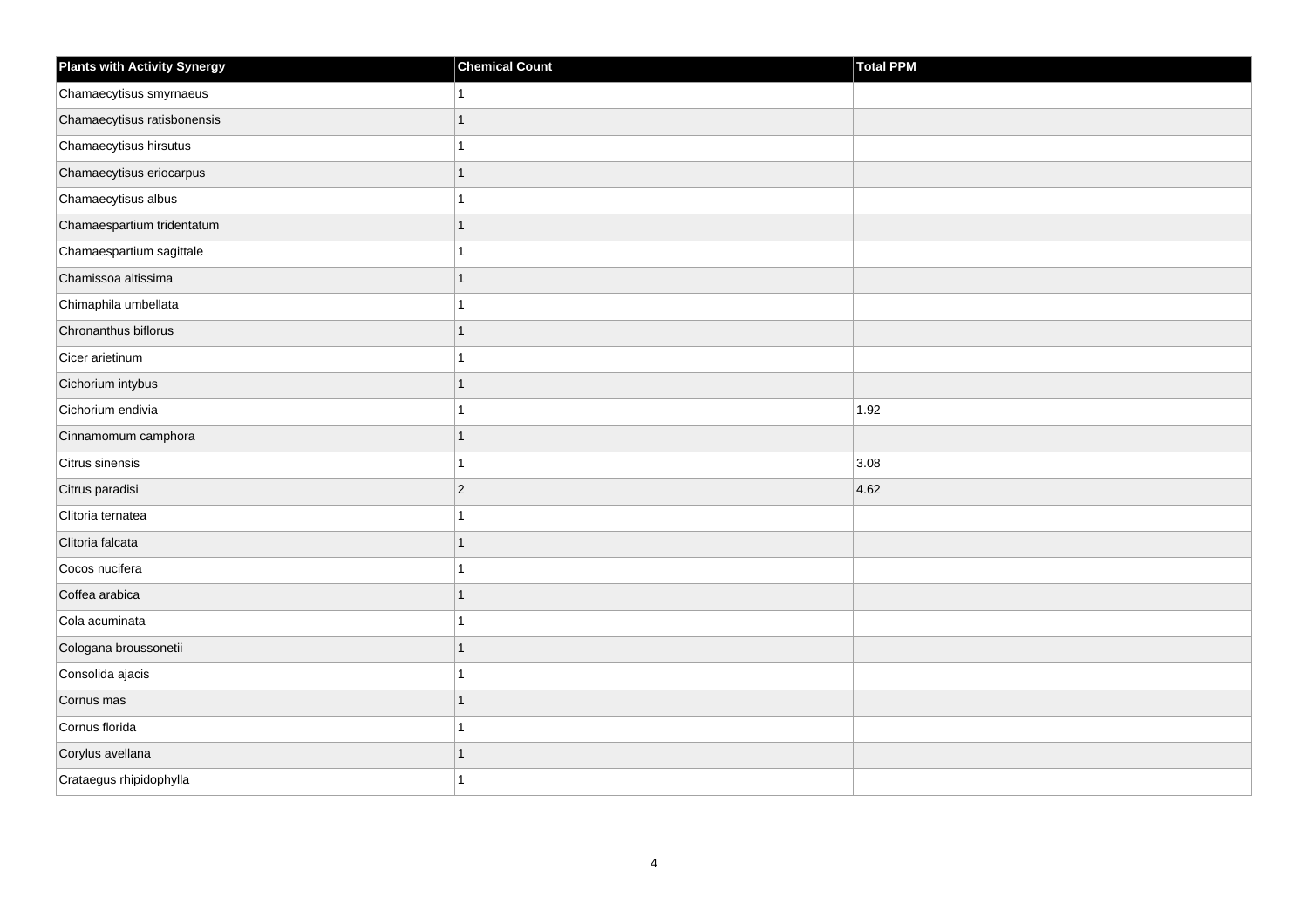| Plants with Activity Synergy | Chemical Count | Total PPM |
| --- | --- | --- |
| Chamaecytisus smyrnaeus | 1 | |
| Chamaecytisus ratisbonensis | 1 | |
| Chamaecytisus hirsutus | 1 | |
| Chamaecytisus eriocarpus | 1 | |
| Chamaecytisus albus | 1 | |
| Chamaespartium tridentatum | 1 | |
| Chamaespartium sagittale | 1 | |
| Chamissoa altissima | 1 | |
| Chimaphila umbellata | 1 | |
| Chronanthus biflorus | 1 | |
| Cicer arietinum | 1 | |
| Cichorium intybus | 1 | |
| Cichorium endivia | 1 | 1.92 |
| Cinnamomum camphora | 1 | |
| Citrus sinensis | 1 | 3.08 |
| Citrus paradisi | 2 | 4.62 |
| Clitoria ternatea | 1 | |
| Clitoria falcata | 1 | |
| Cocos nucifera | 1 | |
| Coffea arabica | 1 | |
| Cola acuminata | 1 | |
| Cologana broussonetii | 1 | |
| Consolida ajacis | 1 | |
| Cornus mas | 1 | |
| Cornus florida | 1 | |
| Corylus avellana | 1 | |
| Crataegus rhipidophylla | 1 | |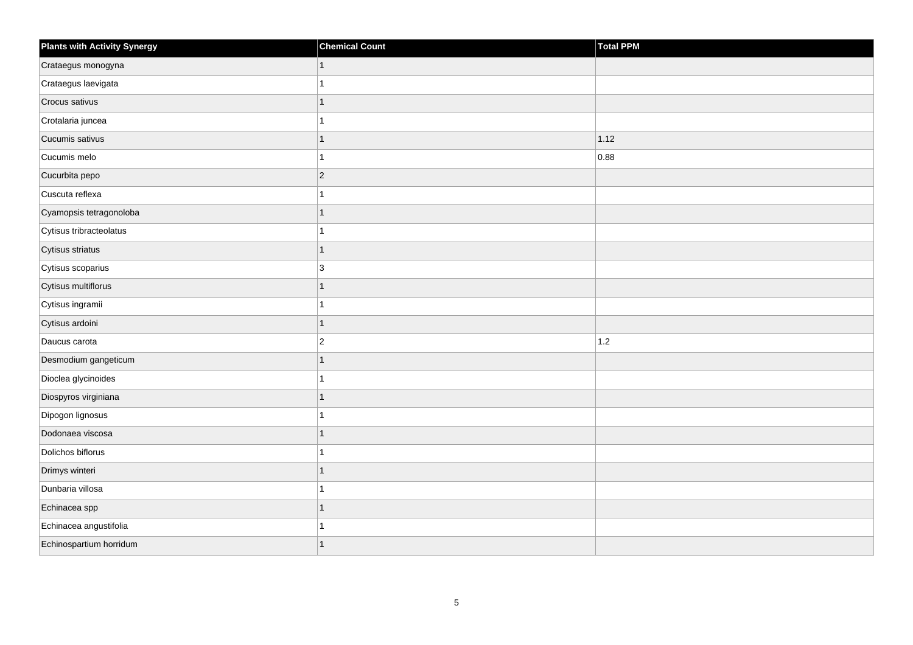| Plants with Activity Synergy | Chemical Count | Total PPM |
| --- | --- | --- |
| Crataegus monogyna | 1 | |
| Crataegus laevigata | 1 | |
| Crocus sativus | 1 | |
| Crotalaria juncea | 1 | |
| Cucumis sativus | 1 | 1.12 |
| Cucumis melo | 1 | 0.88 |
| Cucurbita pepo | 2 | |
| Cuscuta reflexa | 1 | |
| Cyamopsis tetragonoloba | 1 | |
| Cytisus tribracteolatus | 1 | |
| Cytisus striatus | 1 | |
| Cytisus scoparius | 3 | |
| Cytisus multiflorus | 1 | |
| Cytisus ingramii | 1 | |
| Cytisus ardoini | 1 | |
| Daucus carota | 2 | 1.2 |
| Desmodium gangeticum | 1 | |
| Dioclea glycinoides | 1 | |
| Diospyros virginiana | 1 | |
| Dipogon lignosus | 1 | |
| Dodonaea viscosa | 1 | |
| Dolichos biflorus | 1 | |
| Drimys winteri | 1 | |
| Dunbaria villosa | 1 | |
| Echinacea spp | 1 | |
| Echinacea angustifolia | 1 | |
| Echinospartium horridum | 1 | |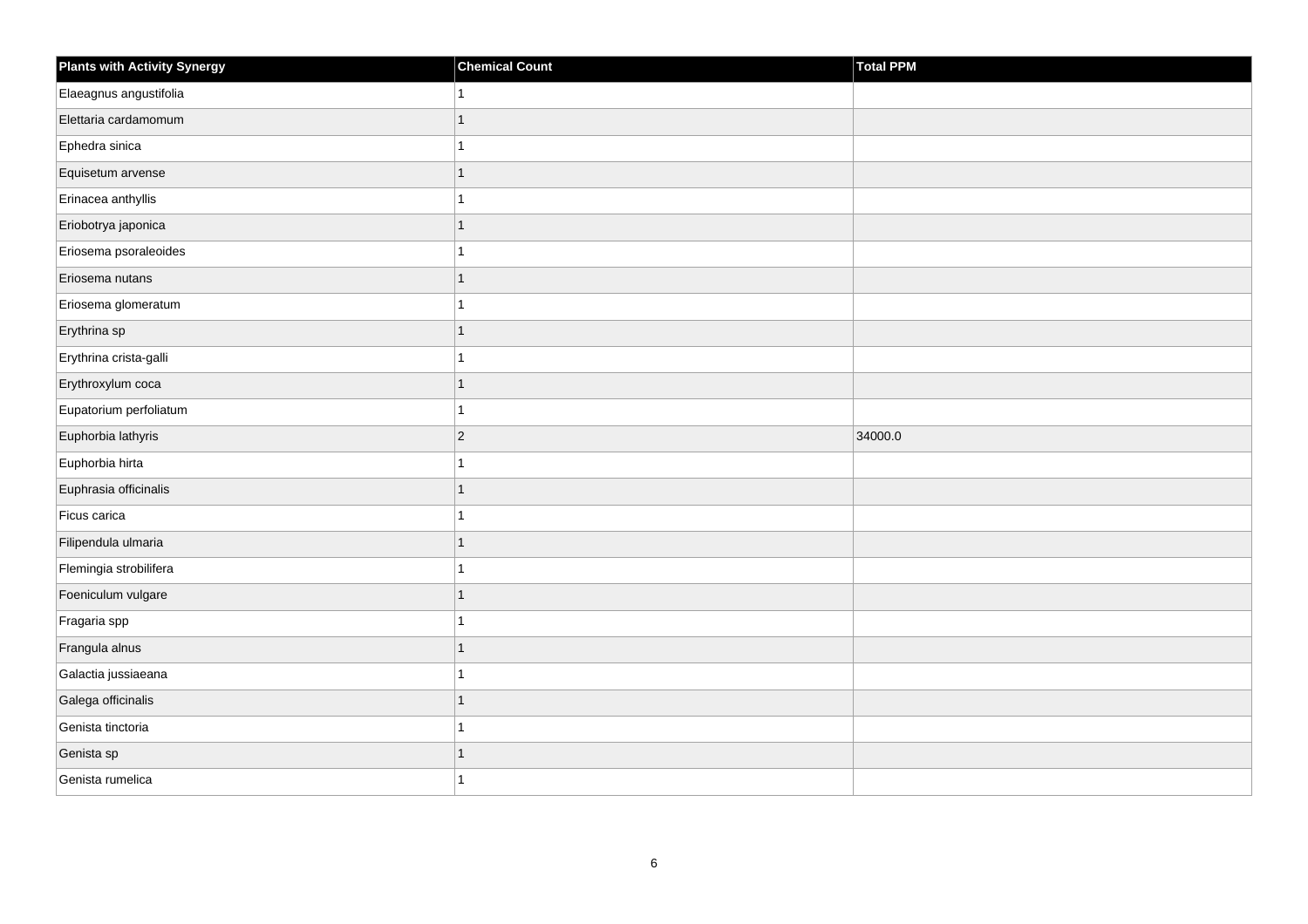| Plants with Activity Synergy | Chemical Count | Total PPM |
| --- | --- | --- |
| Elaeagnus angustifolia | 1 | |
| Elettaria cardamomum | 1 | |
| Ephedra sinica | 1 | |
| Equisetum arvense | 1 | |
| Erinacea anthyllis | 1 | |
| Eriobotrya japonica | 1 | |
| Eriosema psoraleoides | 1 | |
| Eriosema nutans | 1 | |
| Eriosema glomeratum | 1 | |
| Erythrina sp | 1 | |
| Erythrina crista-galli | 1 | |
| Erythroxylum coca | 1 | |
| Eupatorium perfoliatum | 1 | |
| Euphorbia lathyris | 2 | 34000.0 |
| Euphorbia hirta | 1 | |
| Euphrasia officinalis | 1 | |
| Ficus carica | 1 | |
| Filipendula ulmaria | 1 | |
| Flemingia strobilifera | 1 | |
| Foeniculum vulgare | 1 | |
| Fragaria spp | 1 | |
| Frangula alnus | 1 | |
| Galactia jussiaeana | 1 | |
| Galega officinalis | 1 | |
| Genista tinctoria | 1 | |
| Genista sp | 1 | |
| Genista rumelica | 1 | |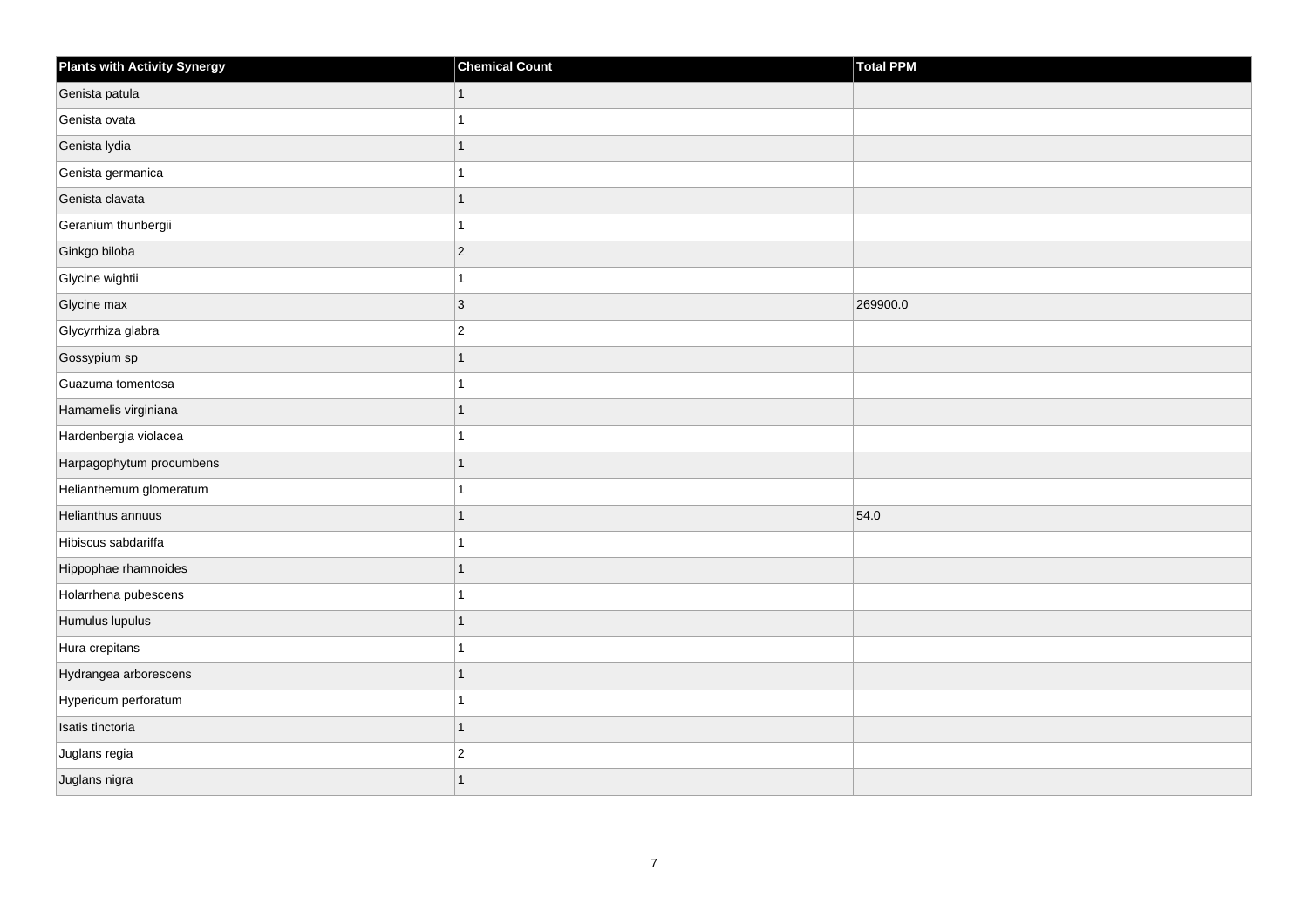| Plants with Activity Synergy | Chemical Count | Total PPM |
| --- | --- | --- |
| Genista patula | 1 | |
| Genista ovata | 1 | |
| Genista lydia | 1 | |
| Genista germanica | 1 | |
| Genista clavata | 1 | |
| Geranium thunbergii | 1 | |
| Ginkgo biloba | 2 | |
| Glycine wightii | 1 | |
| Glycine max | 3 | 269900.0 |
| Glycyrrhiza glabra | 2 | |
| Gossypium sp | 1 | |
| Guazuma tomentosa | 1 | |
| Hamamelis virginiana | 1 | |
| Hardenbergia violacea | 1 | |
| Harpagophytum procumbens | 1 | |
| Helianthemum glomeratum | 1 | |
| Helianthus annuus | 1 | 54.0 |
| Hibiscus sabdariffa | 1 | |
| Hippophae rhamnoides | 1 | |
| Holarrhena pubescens | 1 | |
| Humulus lupulus | 1 | |
| Hura crepitans | 1 | |
| Hydrangea arborescens | 1 | |
| Hypericum perforatum | 1 | |
| Isatis tinctoria | 1 | |
| Juglans regia | 2 | |
| Juglans nigra | 1 | |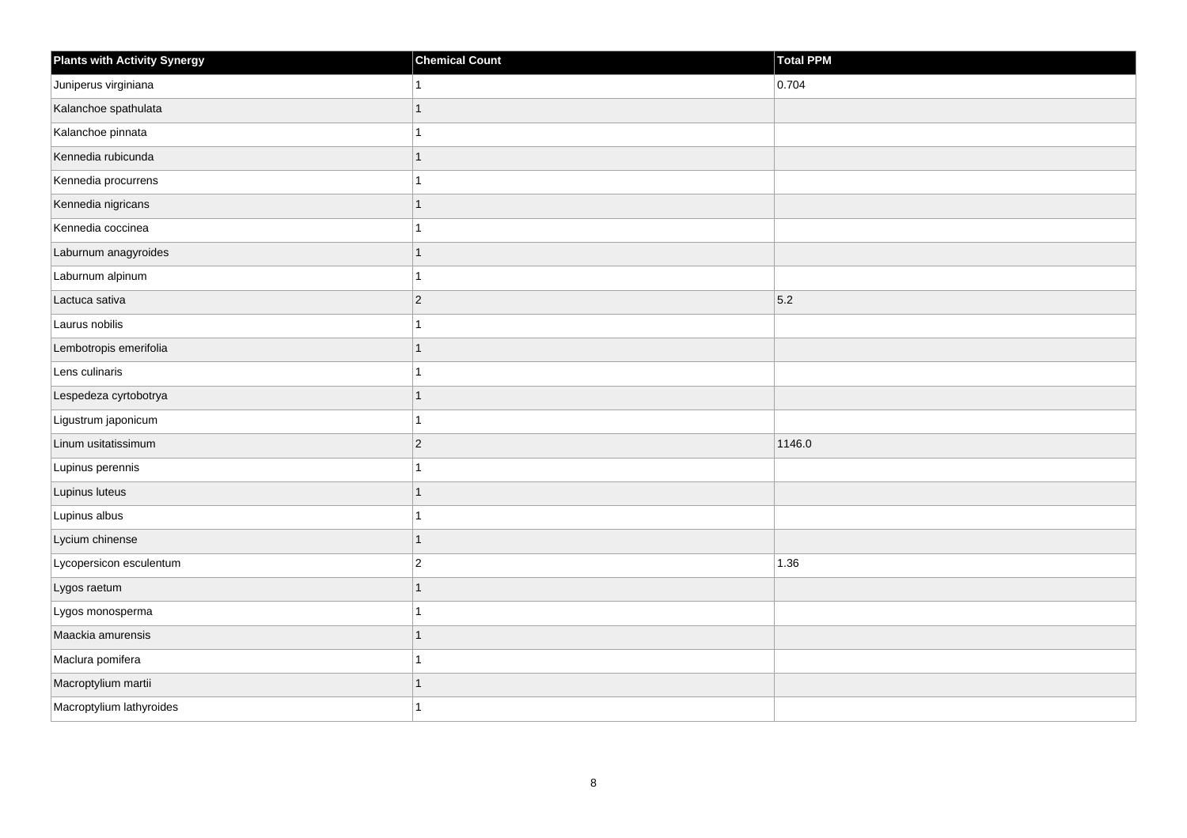| Plants with Activity Synergy | Chemical Count | Total PPM |
| --- | --- | --- |
| Juniperus virginiana | 1 | 0.704 |
| Kalanchoe spathulata | 1 | |
| Kalanchoe pinnata | 1 | |
| Kennedia rubicunda | 1 | |
| Kennedia procurrens | 1 | |
| Kennedia nigricans | 1 | |
| Kennedia coccinea | 1 | |
| Laburnum anagyroides | 1 | |
| Laburnum alpinum | 1 | |
| Lactuca sativa | 2 | 5.2 |
| Laurus nobilis | 1 | |
| Lembotropis emerifolia | 1 | |
| Lens culinaris | 1 | |
| Lespedeza cyrtobotrya | 1 | |
| Ligustrum japonicum | 1 | |
| Linum usitatissimum | 2 | 1146.0 |
| Lupinus perennis | 1 | |
| Lupinus luteus | 1 | |
| Lupinus albus | 1 | |
| Lycium chinense | 1 | |
| Lycopersicon esculentum | 2 | 1.36 |
| Lygos raetum | 1 | |
| Lygos monosperma | 1 | |
| Maackia amurensis | 1 | |
| Maclura pomifera | 1 | |
| Macroptylium martii | 1 | |
| Macroptylium lathyroides | 1 | |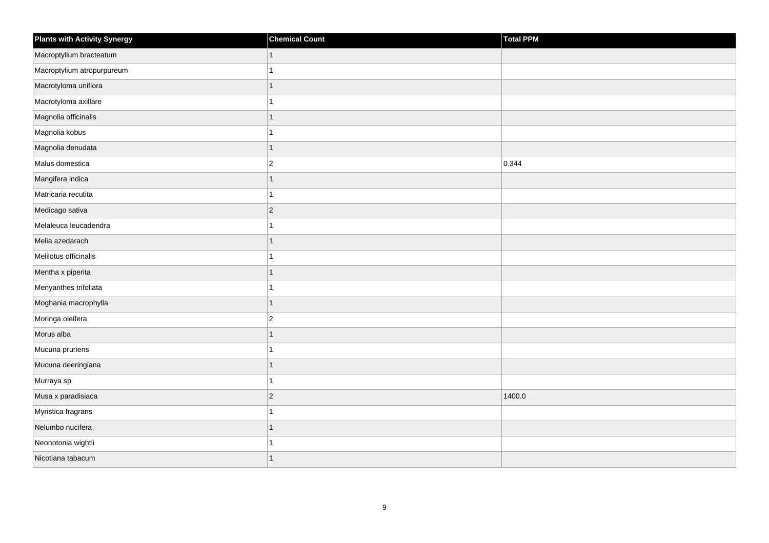| Plants with Activity Synergy | Chemical Count | Total PPM |
|---|---|---|
| Macroptylium bracteatum | 1 | |
| Macroptylium atropurpureum | 1 | |
| Macrotyloma uniflora | 1 | |
| Macrotyloma axillare | 1 | |
| Magnolia officinalis | 1 | |
| Magnolia kobus | 1 | |
| Magnolia denudata | 1 | |
| Malus domestica | 2 | 0.344 |
| Mangifera indica | 1 | |
| Matricaria recutita | 1 | |
| Medicago sativa | 2 | |
| Melaleuca leucadendra | 1 | |
| Melia azedarach | 1 | |
| Melilotus officinalis | 1 | |
| Mentha x piperita | 1 | |
| Menyanthes trifoliata | 1 | |
| Moghania macrophylla | 1 | |
| Moringa oleifera | 2 | |
| Morus alba | 1 | |
| Mucuna pruriens | 1 | |
| Mucuna deeringiana | 1 | |
| Murraya sp | 1 | |
| Musa x paradisiaca | 2 | 1400.0 |
| Myristica fragrans | 1 | |
| Nelumbo nucifera | 1 | |
| Neonotonia wightii | 1 | |
| Nicotiana tabacum | 1 | |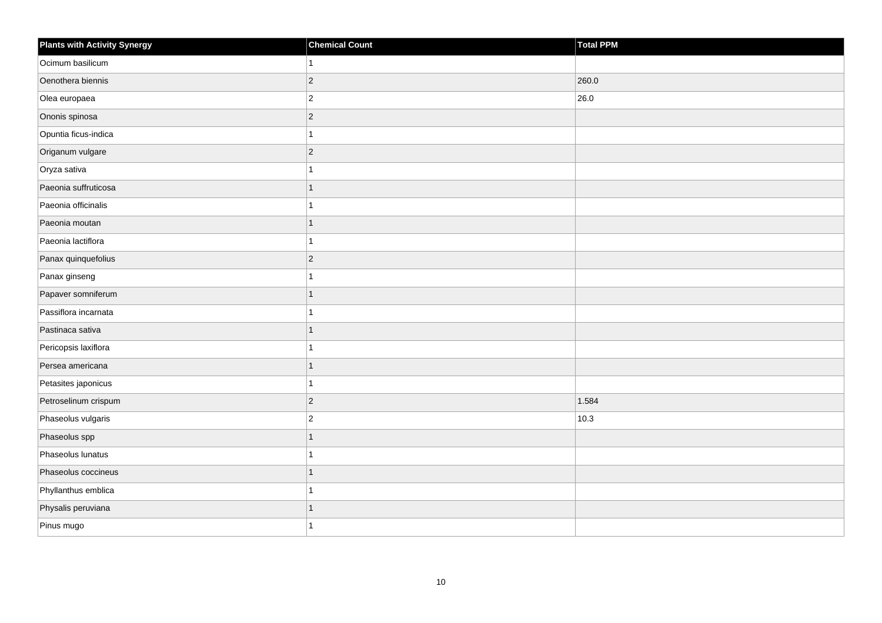| Plants with Activity Synergy | Chemical Count | Total PPM |
| --- | --- | --- |
| Ocimum basilicum | 1 | |
| Oenothera biennis | 2 | 260.0 |
| Olea europaea | 2 | 26.0 |
| Ononis spinosa | 2 | |
| Opuntia ficus-indica | 1 | |
| Origanum vulgare | 2 | |
| Oryza sativa | 1 | |
| Paeonia suffruticosa | 1 | |
| Paeonia officinalis | 1 | |
| Paeonia moutan | 1 | |
| Paeonia lactiflora | 1 | |
| Panax quinquefolius | 2 | |
| Panax ginseng | 1 | |
| Papaver somniferum | 1 | |
| Passiflora incarnata | 1 | |
| Pastinaca sativa | 1 | |
| Pericopsis laxiflora | 1 | |
| Persea americana | 1 | |
| Petasites japonicus | 1 | |
| Petroselinum crispum | 2 | 1.584 |
| Phaseolus vulgaris | 2 | 10.3 |
| Phaseolus spp | 1 | |
| Phaseolus lunatus | 1 | |
| Phaseolus coccineus | 1 | |
| Phyllanthus emblica | 1 | |
| Physalis peruviana | 1 | |
| Pinus mugo | 1 | |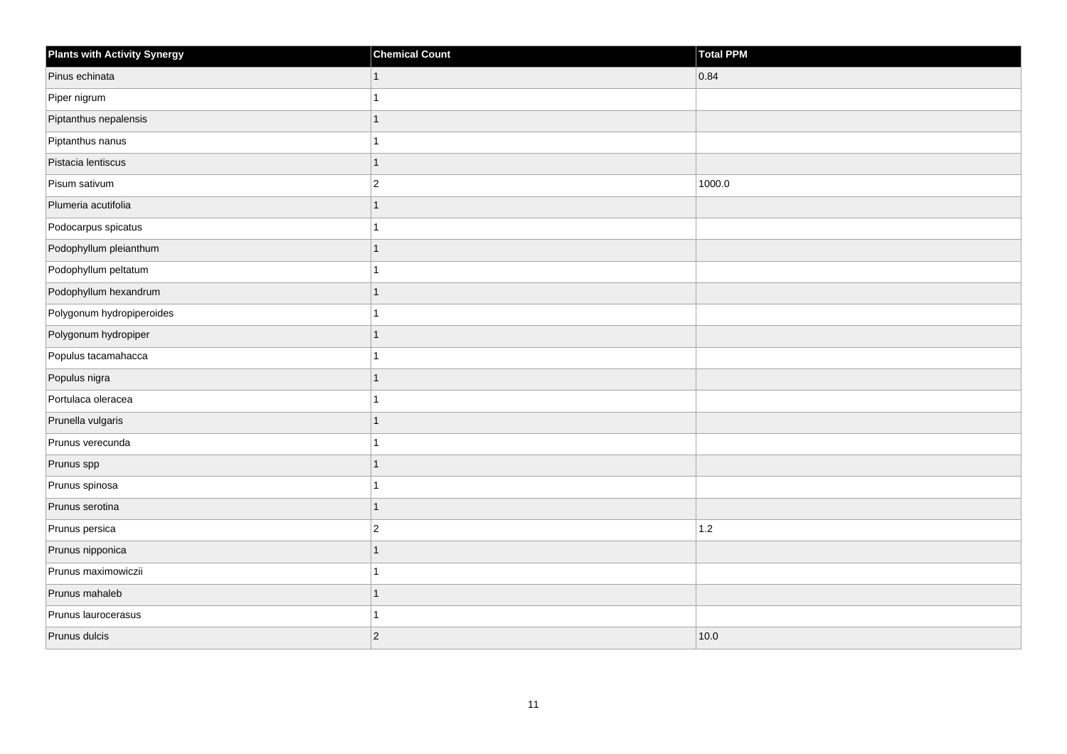| Plants with Activity Synergy | Chemical Count | Total PPM |
| --- | --- | --- |
| Pinus echinata | 1 | 0.84 |
| Piper nigrum | 1 | |
| Piptanthus nepalensis | 1 | |
| Piptanthus nanus | 1 | |
| Pistacia lentiscus | 1 | |
| Pisum sativum | 2 | 1000.0 |
| Plumeria acutifolia | 1 | |
| Podocarpus spicatus | 1 | |
| Podophyllum pleianthum | 1 | |
| Podophyllum peltatum | 1 | |
| Podophyllum hexandrum | 1 | |
| Polygonum hydropiperoides | 1 | |
| Polygonum hydropiper | 1 | |
| Populus tacamahacca | 1 | |
| Populus nigra | 1 | |
| Portulaca oleracea | 1 | |
| Prunella vulgaris | 1 | |
| Prunus verecunda | 1 | |
| Prunus spp | 1 | |
| Prunus spinosa | 1 | |
| Prunus serotina | 1 | |
| Prunus persica | 2 | 1.2 |
| Prunus nipponica | 1 | |
| Prunus maximowiczii | 1 | |
| Prunus mahaleb | 1 | |
| Prunus laurocerasus | 1 | |
| Prunus dulcis | 2 | 10.0 |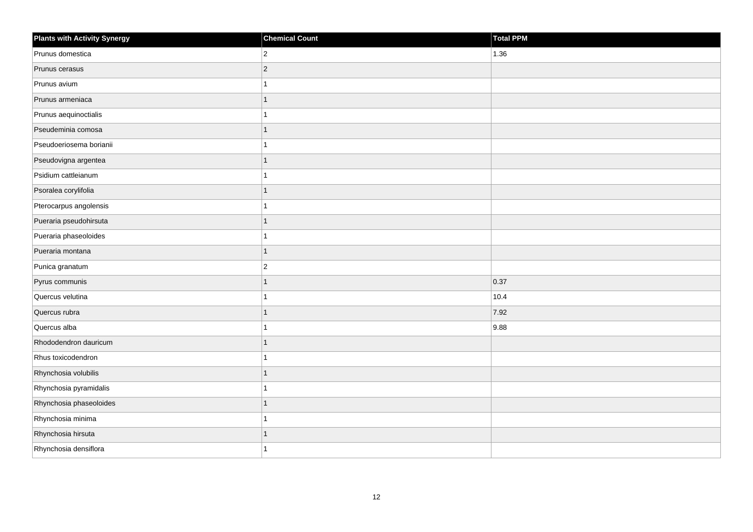| Plants with Activity Synergy | Chemical Count | Total PPM |
| --- | --- | --- |
| Prunus domestica | 2 | 1.36 |
| Prunus cerasus | 2 | |
| Prunus avium | 1 | |
| Prunus armeniaca | 1 | |
| Prunus aequinoctialis | 1 | |
| Pseudeminia comosa | 1 | |
| Pseudoeriosema borianii | 1 | |
| Pseudovigna argentea | 1 | |
| Psidium cattleianum | 1 | |
| Psoralea corylifolia | 1 | |
| Pterocarpus angolensis | 1 | |
| Pueraria pseudohirsuta | 1 | |
| Pueraria phaseoloides | 1 | |
| Pueraria montana | 1 | |
| Punica granatum | 2 | |
| Pyrus communis | 1 | 0.37 |
| Quercus velutina | 1 | 10.4 |
| Quercus rubra | 1 | 7.92 |
| Quercus alba | 1 | 9.88 |
| Rhododendron dauricum | 1 | |
| Rhus toxicodendron | 1 | |
| Rhynchosia volubilis | 1 | |
| Rhynchosia pyramidalis | 1 | |
| Rhynchosia phaseoloides | 1 | |
| Rhynchosia minima | 1 | |
| Rhynchosia hirsuta | 1 | |
| Rhynchosia densiflora | 1 | |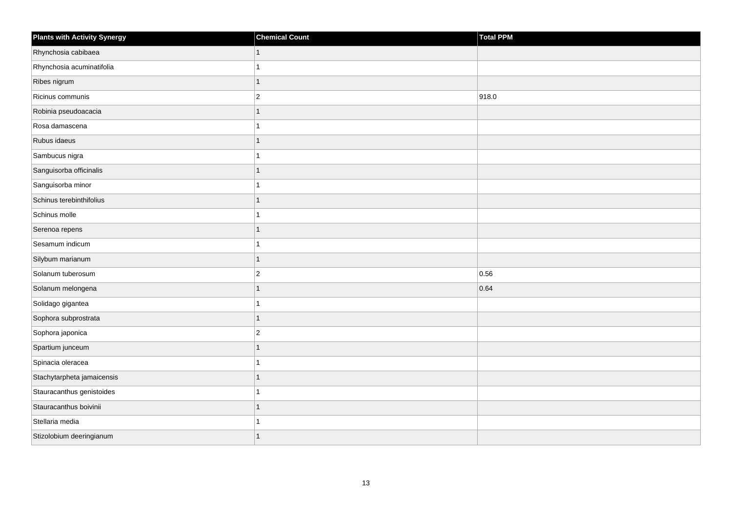| Plants with Activity Synergy | Chemical Count | Total PPM |
| --- | --- | --- |
| Rhynchosia cabibaea | 1 | |
| Rhynchosia acuminatifolia | 1 | |
| Ribes nigrum | 1 | |
| Ricinus communis | 2 | 918.0 |
| Robinia pseudoacacia | 1 | |
| Rosa damascena | 1 | |
| Rubus idaeus | 1 | |
| Sambucus nigra | 1 | |
| Sanguisorba officinalis | 1 | |
| Sanguisorba minor | 1 | |
| Schinus terebinthifolius | 1 | |
| Schinus molle | 1 | |
| Serenoa repens | 1 | |
| Sesamum indicum | 1 | |
| Silybum marianum | 1 | |
| Solanum tuberosum | 2 | 0.56 |
| Solanum melongena | 1 | 0.64 |
| Solidago gigantea | 1 | |
| Sophora subprostrata | 1 | |
| Sophora japonica | 2 | |
| Spartium junceum | 1 | |
| Spinacia oleracea | 1 | |
| Stachytarpheta jamaicensis | 1 | |
| Stauracanthus genistoides | 1 | |
| Stauracanthus boivinii | 1 | |
| Stellaria media | 1 | |
| Stizolobium deeringianum | 1 | |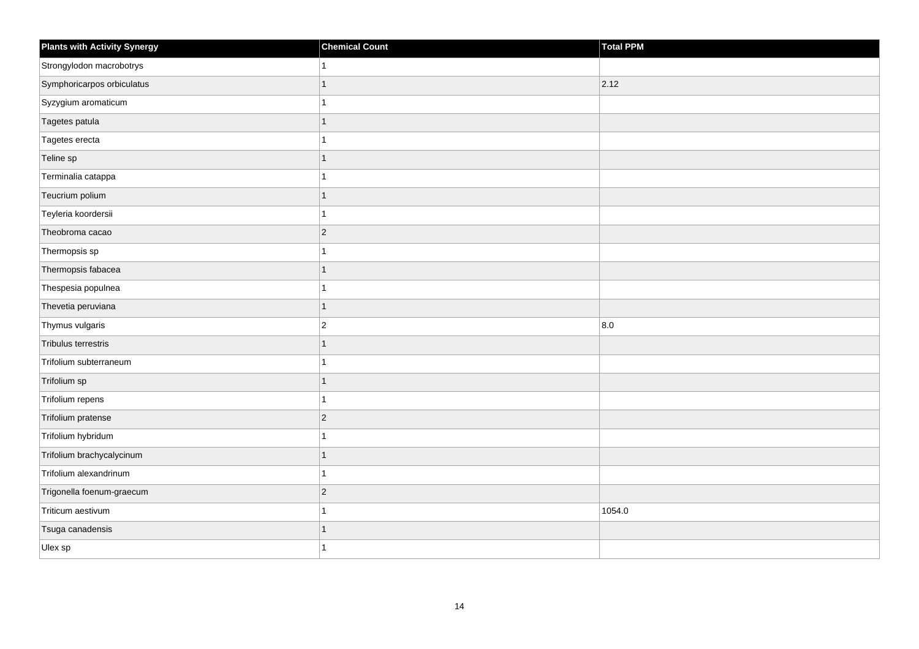| Plants with Activity Synergy | Chemical Count | Total PPM |
| --- | --- | --- |
| Strongylodon macrobotrys | 1 | |
| Symphoricarpos orbiculatus | 1 | 2.12 |
| Syzygium aromaticum | 1 | |
| Tagetes patula | 1 | |
| Tagetes erecta | 1 | |
| Teline sp | 1 | |
| Terminalia catappa | 1 | |
| Teucrium polium | 1 | |
| Teyleria koordersii | 1 | |
| Theobroma cacao | 2 | |
| Thermopsis sp | 1 | |
| Thermopsis fabacea | 1 | |
| Thespesia populnea | 1 | |
| Thevetia peruviana | 1 | |
| Thymus vulgaris | 2 | 8.0 |
| Tribulus terrestris | 1 | |
| Trifolium subterraneum | 1 | |
| Trifolium sp | 1 | |
| Trifolium repens | 1 | |
| Trifolium pratense | 2 | |
| Trifolium hybridum | 1 | |
| Trifolium brachycalycinum | 1 | |
| Trifolium alexandrinum | 1 | |
| Trigonella foenum-graecum | 2 | |
| Triticum aestivum | 1 | 1054.0 |
| Tsuga canadensis | 1 | |
| Ulex sp | 1 | |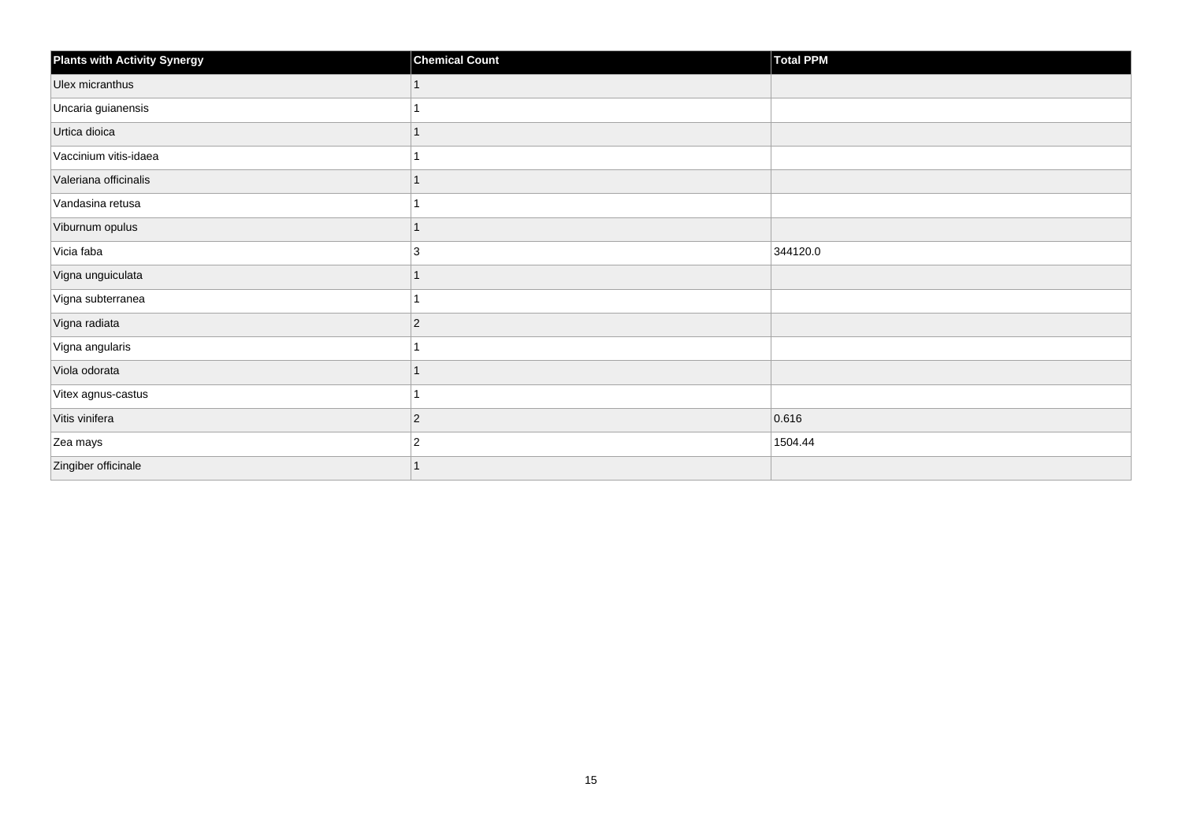| Plants with Activity Synergy | Chemical Count | Total PPM |
|---|---|---|
| Ulex micranthus | 1 | |
| Uncaria guianensis | 1 | |
| Urtica dioica | 1 | |
| Vaccinium vitis-idaea | 1 | |
| Valeriana officinalis | 1 | |
| Vandasina retusa | 1 | |
| Viburnum opulus | 1 | |
| Vicia faba | 3 | 344120.0 |
| Vigna unguiculata | 1 | |
| Vigna subterranea | 1 | |
| Vigna radiata | 2 | |
| Vigna angularis | 1 | |
| Viola odorata | 1 | |
| Vitex agnus-castus | 1 | |
| Vitis vinifera | 2 | 0.616 |
| Zea mays | 2 | 1504.44 |
| Zingiber officinale | 1 | |